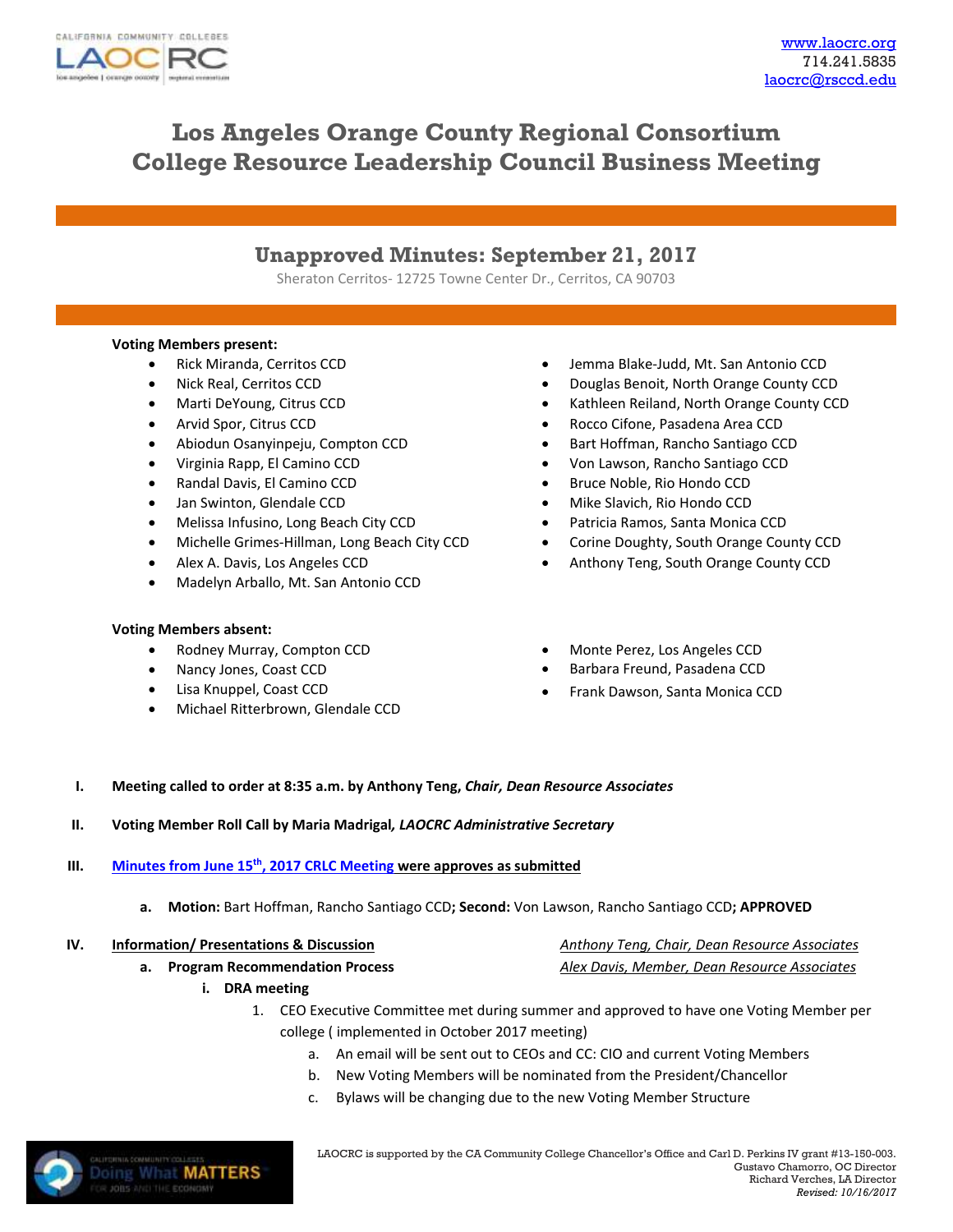www.laocrc.org
714.241.5835
laocrc@rsccd.edu

# Los Angeles Orange County Regional Consortium
# College Resource Leadership Council Business Meeting

## Unapproved Minutes: September 21, 2017

Sheraton Cerritos- 12725 Towne Center Dr., Cerritos, CA 90703

**Voting Members present:**

- Rick Miranda, Cerritos CCD
- Nick Real, Cerritos CCD
- Marti DeYoung, Citrus CCD
- Arvid Spor, Citrus CCD
- Abiodun Osanyinpeju, Compton CCD
- Virginia Rapp, El Camino CCD
- Randal Davis, El Camino CCD
- Jan Swinton, Glendale CCD
- Melissa Infusino, Long Beach City CCD
- Michelle Grimes-Hillman, Long Beach City CCD
- Alex A. Davis, Los Angeles CCD
- Madelyn Arballo, Mt. San Antonio CCD
- Jemma Blake-Judd, Mt. San Antonio CCD
- Douglas Benoit, North Orange County CCD
- Kathleen Reiland, North Orange County CCD
- Rocco Cifone, Pasadena Area CCD
- Bart Hoffman, Rancho Santiago CCD
- Von Lawson, Rancho Santiago CCD
- Bruce Noble, Rio Hondo CCD
- Mike Slavich, Rio Hondo CCD
- Patricia Ramos, Santa Monica CCD
- Corine Doughty, South Orange County CCD
- Anthony Teng, South Orange County CCD

**Voting Members absent:**

- Rodney Murray, Compton CCD
- Nancy Jones, Coast CCD
- Lisa Knuppel, Coast CCD
- Michael Ritterbrown, Glendale CCD
- Monte Perez, Los Angeles CCD
- Barbara Freund, Pasadena CCD
- Frank Dawson, Santa Monica CCD

I. **Meeting called to order at 8:35 a.m. by Anthony Teng, *Chair, Dean Resource Associates***

II. **Voting Member Roll Call by Maria Madrigal, *LAOCRC Administrative Secretary***

III. **Minutes from June 15th, 2017 CRLC Meeting were approves as submitted**

   a. **Motion:** Bart Hoffman, Rancho Santiago CCD**; Second:** Von Lawson, Rancho Santiago CCD**; APPROVED**

IV. **Information/ Presentations & Discussion** — *Anthony Teng, Chair, Dean Resource Associates*

   a. **Program Recommendation Process** — *Alex Davis, Member, Dean Resource Associates*

      i. **DRA meeting**

         1. CEO Executive Committee met during summer and approved to have one Voting Member per college ( implemented in October 2017 meeting)

            a. An email will be sent out to CEOs and CC: CIO and current Voting Members
            b. New Voting Members will be nominated from the President/Chancellor
            c. Bylaws will be changing due to the new Voting Member Structure

LAOCRC is supported by the CA Community College Chancellor's Office and Carl D. Perkins IV grant #13-150-003.
Gustavo Chamorro, OC Director
Richard Verches, LA Director
*Revised: 10/16/2017*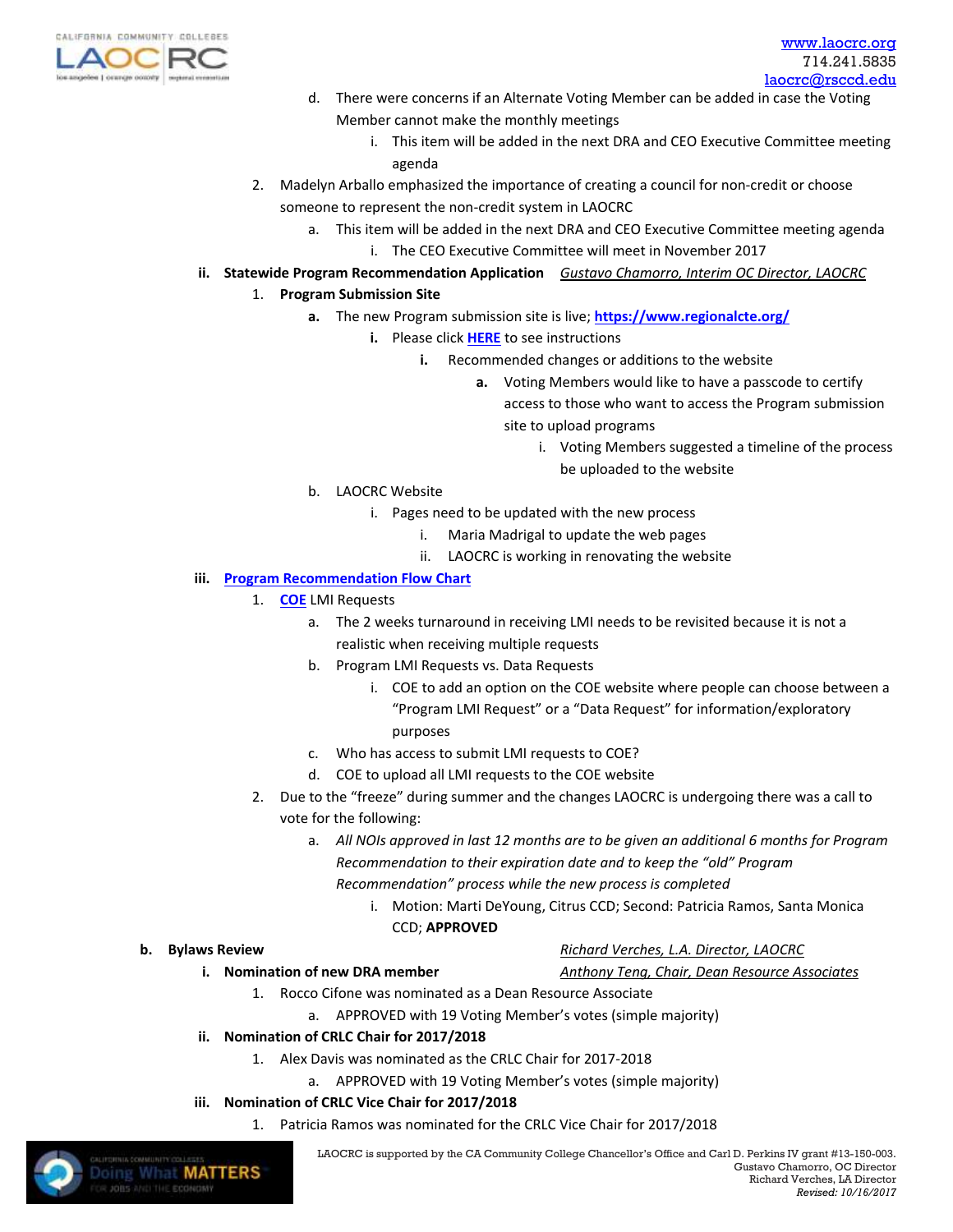d. There were concerns if an Alternate Voting Member can be added in case the Voting Member cannot make the monthly meetings
   i. This item will be added in the next DRA and CEO Executive Committee meeting agenda

2. Madelyn Arballo emphasized the importance of creating a council for non-credit or choose someone to represent the non-credit system in LAOCRC
   a. This item will be added in the next DRA and CEO Executive Committee meeting agenda
      i. The CEO Executive Committee will meet in November 2017

**ii. Statewide Program Recommendation Application** *Gustavo Chamorro, Interim OC Director, LAOCRC*

1. **Program Submission Site**
   **a.** The new Program submission site is live; **https://www.regionalcte.org/**
      **i.** Please click **HERE** to see instructions
         **i.** Recommended changes or additions to the website
            **a.** Voting Members would like to have a passcode to certify access to those who want to access the Program submission site to upload programs
               i. Voting Members suggested a timeline of the process be uploaded to the website

   b. LAOCRC Website
      i. Pages need to be updated with the new process
         i. Maria Madrigal to update the web pages
         ii. LAOCRC is working in renovating the website

**iii. Program Recommendation Flow Chart**

1. COE LMI Requests
   a. The 2 weeks turnaround in receiving LMI needs to be revisited because it is not a realistic when receiving multiple requests
   b. Program LMI Requests vs. Data Requests
      i. COE to add an option on the COE website where people can choose between a "Program LMI Request" or a "Data Request" for information/exploratory purposes
   c. Who has access to submit LMI requests to COE?
   d. COE to upload all LMI requests to the COE website

2. Due to the "freeze" during summer and the changes LAOCRC is undergoing there was a call to vote for the following:
   a. *All NOIs approved in last 12 months are to be given an additional 6 months for Program Recommendation to their expiration date and to keep the "old" Program Recommendation" process while the new process is completed*
      i. Motion: Marti DeYoung, Citrus CCD; Second: Patricia Ramos, Santa Monica CCD; **APPROVED**

**b. Bylaws Review** *Richard Verches, L.A. Director, LAOCRC*

**i. Nomination of new DRA member** *Anthony Teng, Chair, Dean Resource Associates*

1. Rocco Cifone was nominated as a Dean Resource Associate
   a. APPROVED with 19 Voting Member's votes (simple majority)

**ii. Nomination of CRLC Chair for 2017/2018**

1. Alex Davis was nominated as the CRLC Chair for 2017-2018
   a. APPROVED with 19 Voting Member's votes (simple majority)

**iii. Nomination of CRLC Vice Chair for 2017/2018**

1. Patricia Ramos was nominated for the CRLC Vice Chair for 2017/2018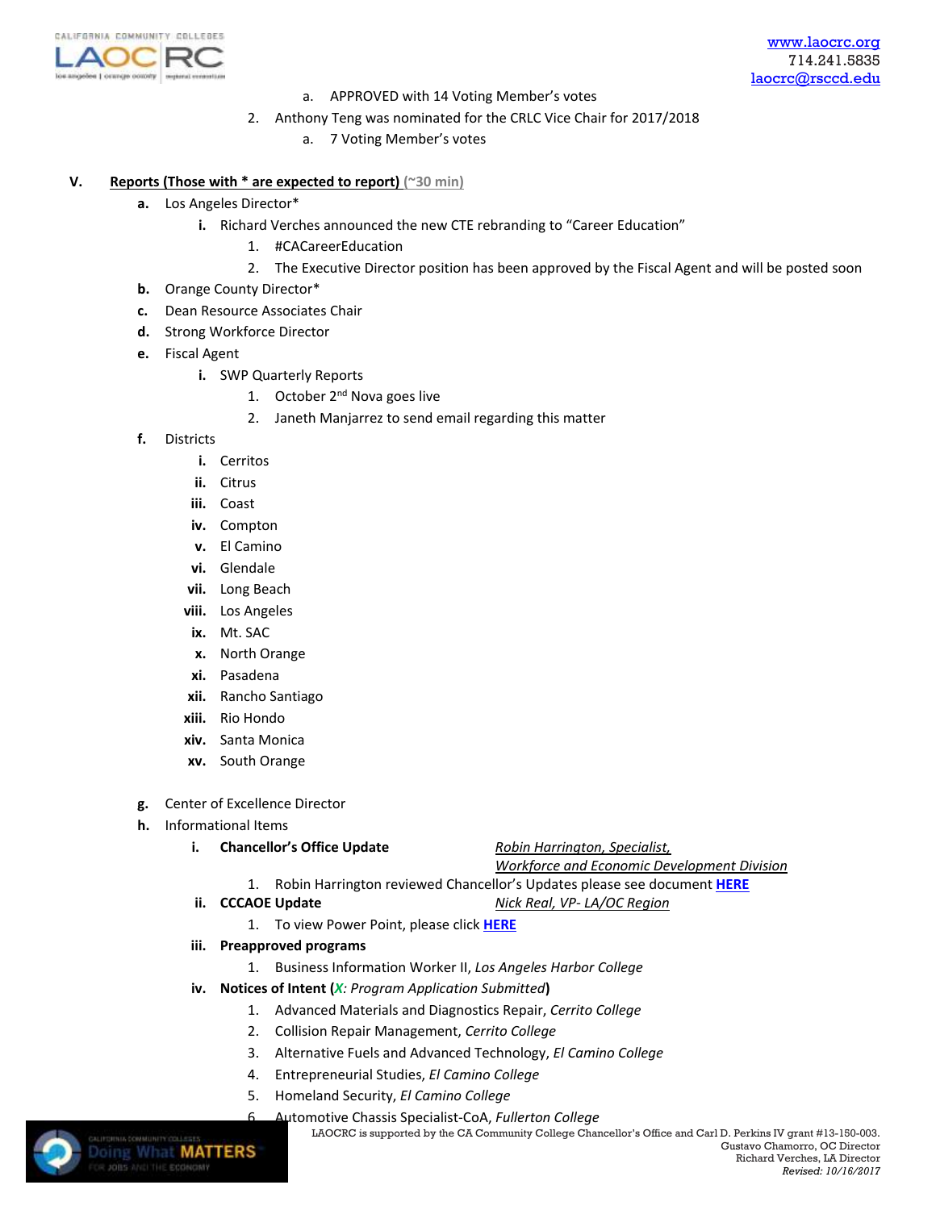a. APPROVED with 14 Voting Member's votes

2. Anthony Teng was nominated for the CRLC Vice Chair for 2017/2018
   a. 7 Voting Member's votes

## V. Reports (Those with * are expected to report) (~30 min)

**a.** Los Angeles Director*

- **i.** Richard Verches announced the new CTE rebranding to "Career Education"
  1. #CACareerEducation
  2. The Executive Director position has been approved by the Fiscal Agent and will be posted soon

**b.** Orange County Director*

**c.** Dean Resource Associates Chair

**d.** Strong Workforce Director

**e.** Fiscal Agent

- **i.** SWP Quarterly Reports
  1. October 2nd Nova goes live
  2. Janeth Manjarrez to send email regarding this matter

**f.** Districts

- **i.** Cerritos
- **ii.** Citrus
- **iii.** Coast
- **iv.** Compton
- **v.** El Camino
- **vi.** Glendale
- **vii.** Long Beach
- **viii.** Los Angeles
- **ix.** Mt. SAC
- **x.** North Orange
- **xi.** Pasadena
- **xii.** Rancho Santiago
- **xiii.** Rio Hondo
- **xiv.** Santa Monica
- **xv.** South Orange

**g.** Center of Excellence Director

**h.** Informational Items

- **i.** **Chancellor's Office Update** — *Robin Harrington, Specialist, Workforce and Economic Development Division*
  1. Robin Harrington reviewed Chancellor's Updates please see document **HERE**
- **ii.** **CCCAOE Update** — *Nick Real, VP- LA/OC Region*
  1. To view Power Point, please click **HERE**
- **iii.** **Preapproved programs**
  1. Business Information Worker II, *Los Angeles Harbor College*
- **iv.** **Notices of Intent** (*X: Program Application Submitted*)
  1. Advanced Materials and Diagnostics Repair, *Cerrito College*
  2. Collision Repair Management, *Cerrito College*
  3. Alternative Fuels and Advanced Technology, *El Camino College*
  4. Entrepreneurial Studies, *El Camino College*
  5. Homeland Security, *El Camino College*
  6. Automotive Chassis Specialist-CoA, *Fullerton College*

LAOCRC is supported by the CA Community College Chancellor's Office and Carl D. Perkins IV grant #13-150-003.
Gustavo Chamorro, OC Director
Richard Verches, LA Director
*Revised: 10/16/2017*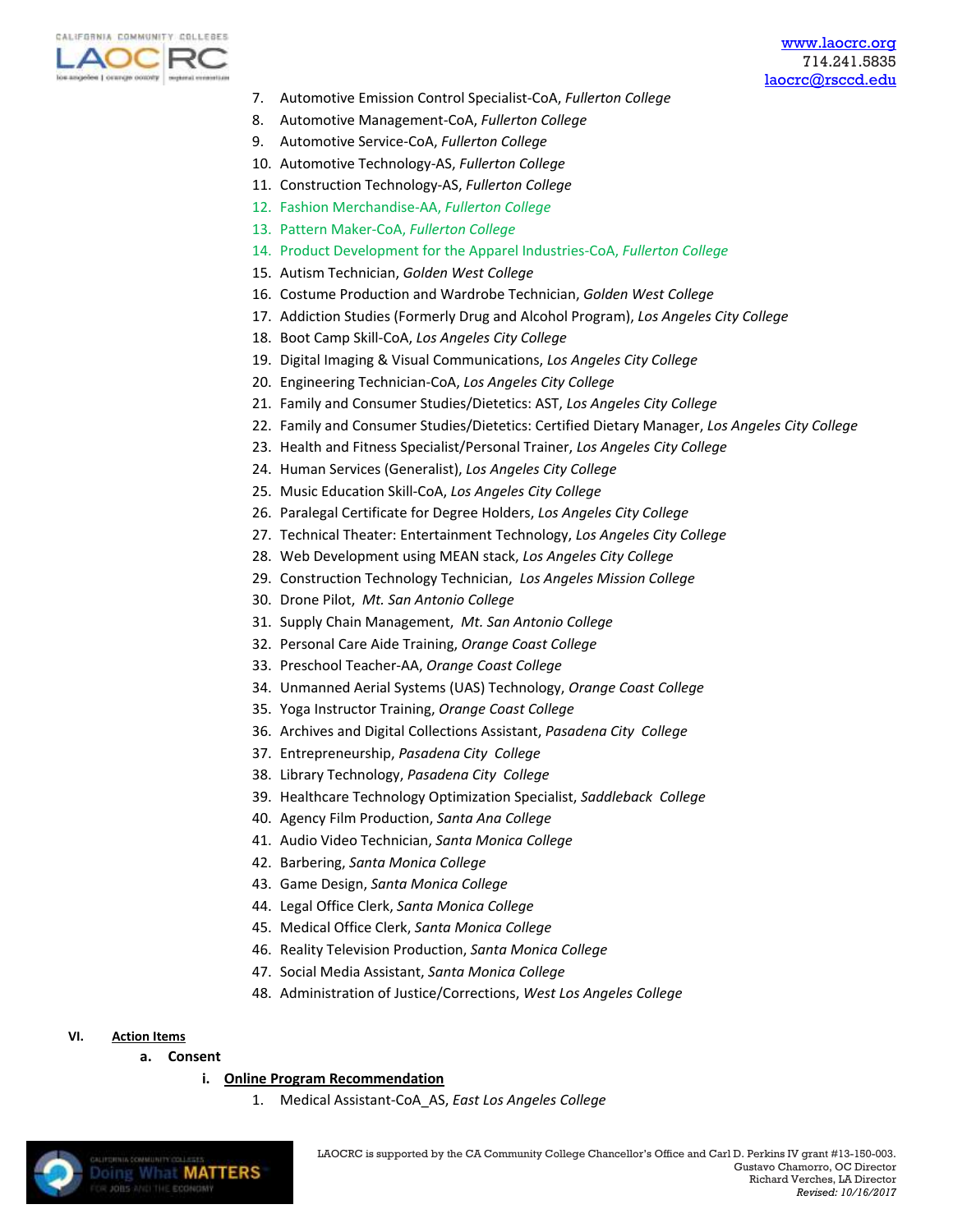7. Automotive Emission Control Specialist-CoA, *Fullerton College*
8. Automotive Management-CoA, *Fullerton College*
9. Automotive Service-CoA, *Fullerton College*
10. Automotive Technology-AS, *Fullerton College*
11. Construction Technology-AS, *Fullerton College*
12. Fashion Merchandise-AA, *Fullerton College*
13. Pattern Maker-CoA, *Fullerton College*
14. Product Development for the Apparel Industries-CoA, *Fullerton College*
15. Autism Technician, *Golden West College*
16. Costume Production and Wardrobe Technician, *Golden West College*
17. Addiction Studies (Formerly Drug and Alcohol Program), *Los Angeles City College*
18. Boot Camp Skill-CoA, *Los Angeles City College*
19. Digital Imaging & Visual Communications, *Los Angeles City College*
20. Engineering Technician-CoA, *Los Angeles City College*
21. Family and Consumer Studies/Dietetics: AST, *Los Angeles City College*
22. Family and Consumer Studies/Dietetics: Certified Dietary Manager, *Los Angeles City College*
23. Health and Fitness Specialist/Personal Trainer, *Los Angeles City College*
24. Human Services (Generalist), *Los Angeles City College*
25. Music Education Skill-CoA, *Los Angeles City College*
26. Paralegal Certificate for Degree Holders, *Los Angeles City College*
27. Technical Theater: Entertainment Technology, *Los Angeles City College*
28. Web Development using MEAN stack, *Los Angeles City College*
29. Construction Technology Technician, *Los Angeles Mission College*
30. Drone Pilot, *Mt. San Antonio College*
31. Supply Chain Management, *Mt. San Antonio College*
32. Personal Care Aide Training, *Orange Coast College*
33. Preschool Teacher-AA, *Orange Coast College*
34. Unmanned Aerial Systems (UAS) Technology, *Orange Coast College*
35. Yoga Instructor Training, *Orange Coast College*
36. Archives and Digital Collections Assistant, *Pasadena City College*
37. Entrepreneurship, *Pasadena City College*
38. Library Technology, *Pasadena City College*
39. Healthcare Technology Optimization Specialist, *Saddleback College*
40. Agency Film Production, *Santa Ana College*
41. Audio Video Technician, *Santa Monica College*
42. Barbering, *Santa Monica College*
43. Game Design, *Santa Monica College*
44. Legal Office Clerk, *Santa Monica College*
45. Medical Office Clerk, *Santa Monica College*
46. Reality Television Production, *Santa Monica College*
47. Social Media Assistant, *Santa Monica College*
48. Administration of Justice/Corrections, *West Los Angeles College*

**VI. Action Items**

**a. Consent**

**i. Online Program Recommendation**

1. Medical Assistant-CoA_AS, *East Los Angeles College*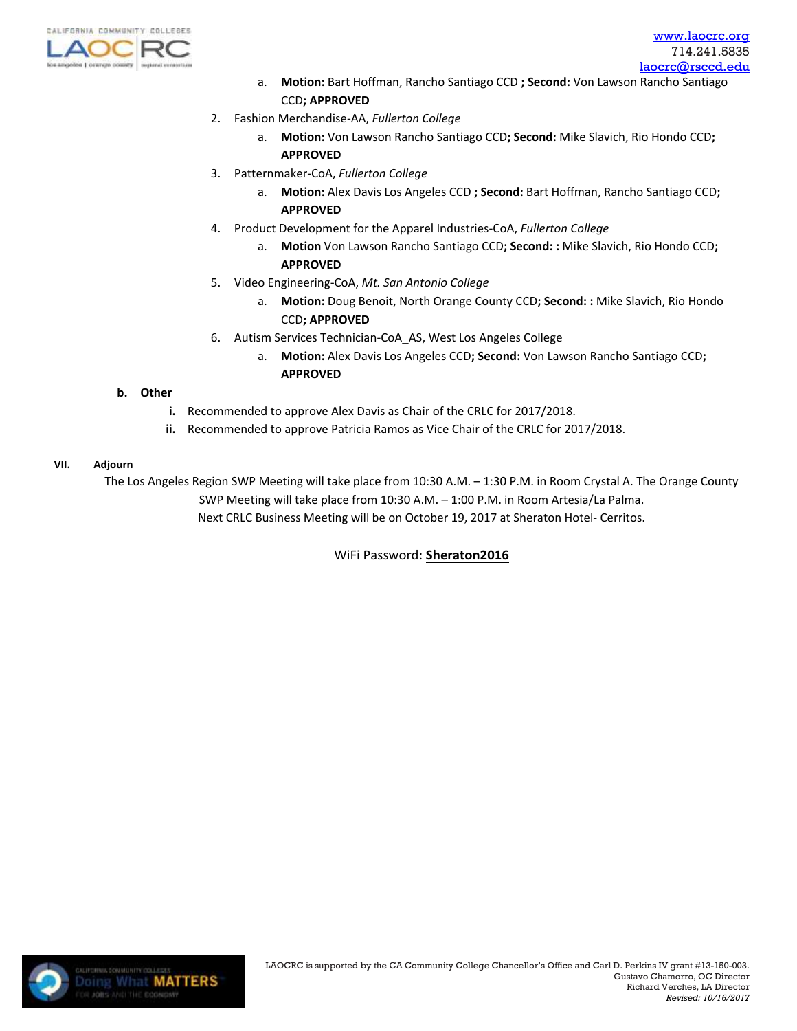a. **Motion:** Bart Hoffman, Rancho Santiago CCD **; Second:** Von Lawson Rancho Santiago CCD**; APPROVED**

2. Fashion Merchandise-AA, *Fullerton College*
   a. **Motion:** Von Lawson Rancho Santiago CCD**; Second:** Mike Slavich, Rio Hondo CCD**; APPROVED**
3. Patternmaker-CoA, *Fullerton College*
   a. **Motion:** Alex Davis Los Angeles CCD **; Second:** Bart Hoffman, Rancho Santiago CCD**; APPROVED**
4. Product Development for the Apparel Industries-CoA, *Fullerton College*
   a. **Motion** Von Lawson Rancho Santiago CCD**; Second: :** Mike Slavich, Rio Hondo CCD**; APPROVED**
5. Video Engineering-CoA, *Mt. San Antonio College*
   a. **Motion:** Doug Benoit, North Orange County CCD**; Second: :** Mike Slavich, Rio Hondo CCD**; APPROVED**
6. Autism Services Technician-CoA_AS, West Los Angeles College
   a. **Motion:** Alex Davis Los Angeles CCD**; Second:** Von Lawson Rancho Santiago CCD**; APPROVED**

**b. Other**

**i.** Recommended to approve Alex Davis as Chair of the CRLC for 2017/2018.

**ii.** Recommended to approve Patricia Ramos as Vice Chair of the CRLC for 2017/2018.

**VII. Adjourn**

The Los Angeles Region SWP Meeting will take place from 10:30 A.M. – 1:30 P.M. in Room Crystal A. The Orange County SWP Meeting will take place from 10:30 A.M. – 1:00 P.M. in Room Artesia/La Palma.
Next CRLC Business Meeting will be on October 19, 2017 at Sheraton Hotel- Cerritos.

WiFi Password: **Sheraton2016**

LAOCRC is supported by the CA Community College Chancellor's Office and Carl D. Perkins IV grant #13-150-003.
Gustavo Chamorro, OC Director
Richard Verches, LA Director
*Revised: 10/16/2017*